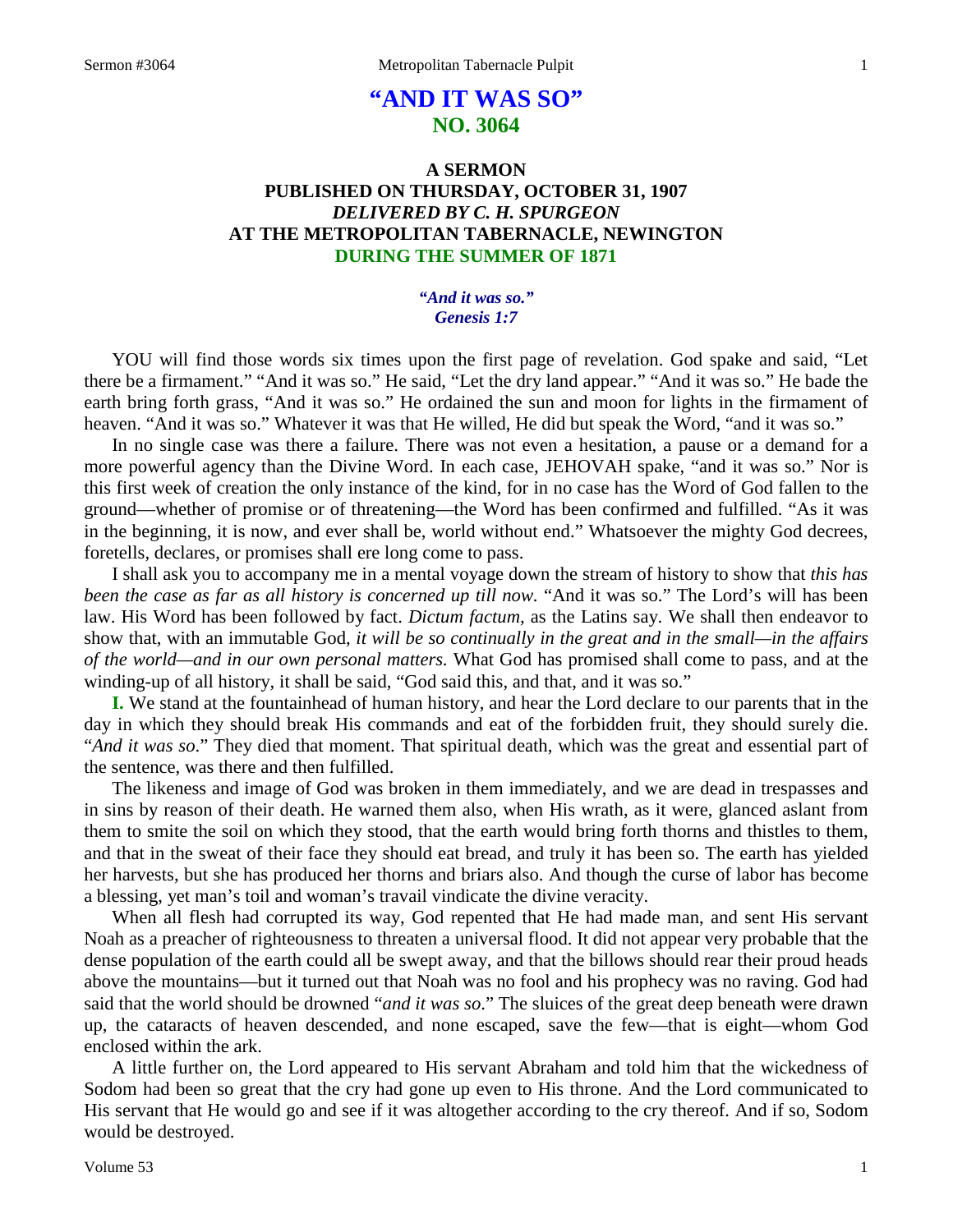# "AND IT WAS SO"
## NO. 3064

### A SERMON
### PUBLISHED ON THURSDAY, OCTOBER 31, 1907
### *DELIVERED BY C. H. SPURGEON*
### AT THE METROPOLITAN TABERNACLE, NEWINGTON
### DURING THE SUMMER OF 1871

*"And it was so."*
*Genesis 1:7*

YOU will find those words six times upon the first page of revelation. God spake and said, "Let there be a firmament." "And it was so." He said, "Let the dry land appear." "And it was so." He bade the earth bring forth grass, "And it was so." He ordained the sun and moon for lights in the firmament of heaven. "And it was so." Whatever it was that He willed, He did but speak the Word, "and it was so."

In no single case was there a failure. There was not even a hesitation, a pause or a demand for a more powerful agency than the Divine Word. In each case, JEHOVAH spake, "and it was so." Nor is this first week of creation the only instance of the kind, for in no case has the Word of God fallen to the ground—whether of promise or of threatening—the Word has been confirmed and fulfilled. "As it was in the beginning, it is now, and ever shall be, world without end." Whatsoever the mighty God decrees, foretells, declares, or promises shall ere long come to pass.

I shall ask you to accompany me in a mental voyage down the stream of history to show that *this has been the case as far as all history is concerned up till now.* "And it was so." The Lord's will has been law. His Word has been followed by fact. *Dictum factum,* as the Latins say. We shall then endeavor to show that, with an immutable God, *it will be so continually in the great and in the small—in the affairs of the world—and in our own personal matters.* What God has promised shall come to pass, and at the winding-up of all history, it shall be said, "God said this, and that, and it was so."

**I.** We stand at the fountainhead of human history, and hear the Lord declare to our parents that in the day in which they should break His commands and eat of the forbidden fruit, they should surely die. "*And it was so.*" They died that moment. That spiritual death, which was the great and essential part of the sentence, was there and then fulfilled.

The likeness and image of God was broken in them immediately, and we are dead in trespasses and in sins by reason of their death. He warned them also, when His wrath, as it were, glanced aslant from them to smite the soil on which they stood, that the earth would bring forth thorns and thistles to them, and that in the sweat of their face they should eat bread, and truly it has been so. The earth has yielded her harvests, but she has produced her thorns and briars also. And though the curse of labor has become a blessing, yet man's toil and woman's travail vindicate the divine veracity.

When all flesh had corrupted its way, God repented that He had made man, and sent His servant Noah as a preacher of righteousness to threaten a universal flood. It did not appear very probable that the dense population of the earth could all be swept away, and that the billows should rear their proud heads above the mountains—but it turned out that Noah was no fool and his prophecy was no raving. God had said that the world should be drowned "*and it was so.*" The sluices of the great deep beneath were drawn up, the cataracts of heaven descended, and none escaped, save the few—that is eight—whom God enclosed within the ark.

A little further on, the Lord appeared to His servant Abraham and told him that the wickedness of Sodom had been so great that the cry had gone up even to His throne. And the Lord communicated to His servant that He would go and see if it was altogether according to the cry thereof. And if so, Sodom would be destroyed.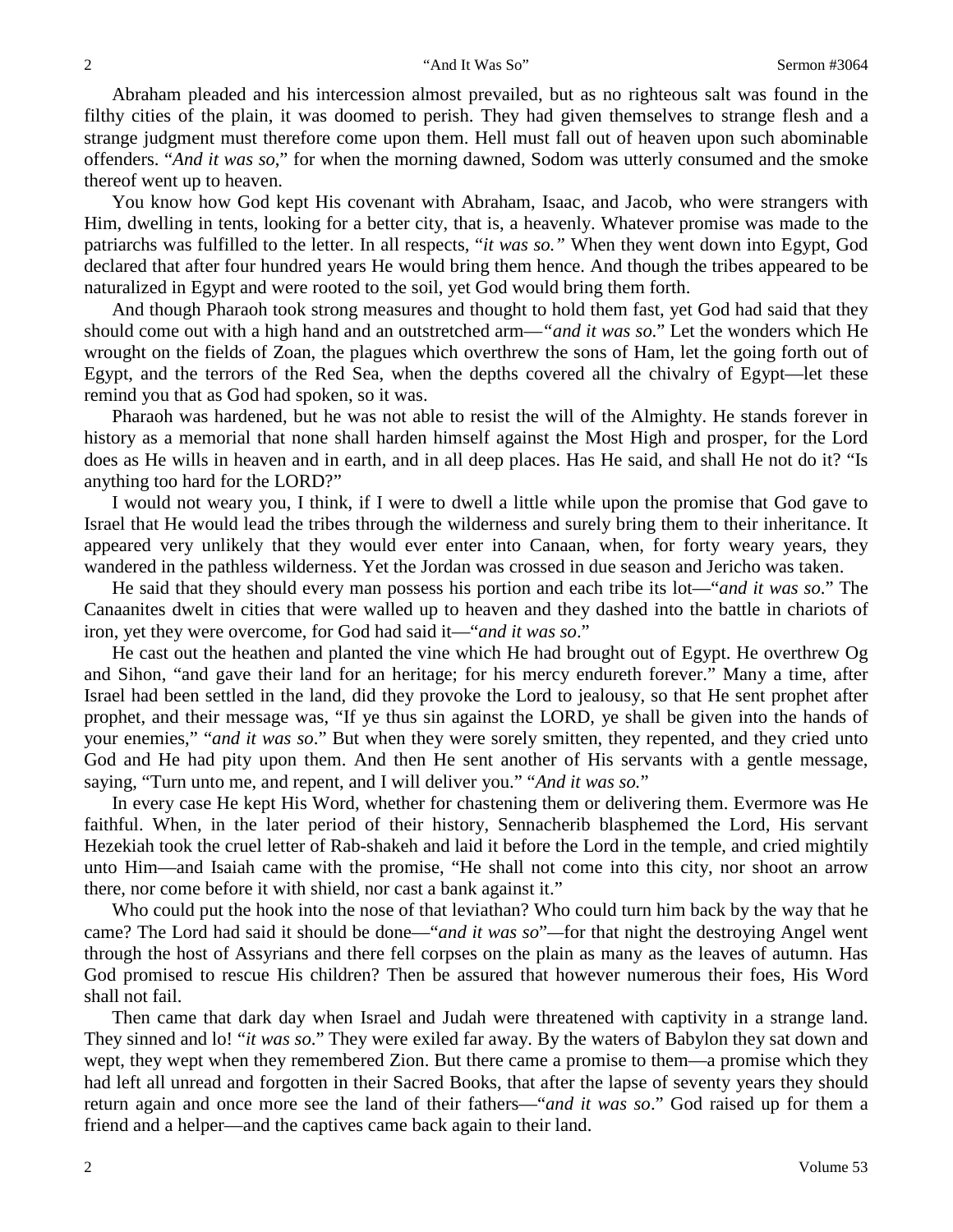Abraham pleaded and his intercession almost prevailed, but as no righteous salt was found in the filthy cities of the plain, it was doomed to perish. They had given themselves to strange flesh and a strange judgment must therefore come upon them. Hell must fall out of heaven upon such abominable offenders. "*And it was so*," for when the morning dawned, Sodom was utterly consumed and the smoke thereof went up to heaven.

You know how God kept His covenant with Abraham, Isaac, and Jacob, who were strangers with Him, dwelling in tents, looking for a better city, that is, a heavenly. Whatever promise was made to the patriarchs was fulfilled to the letter. In all respects, "*it was so.*" When they went down into Egypt, God declared that after four hundred years He would bring them hence. And though the tribes appeared to be naturalized in Egypt and were rooted to the soil, yet God would bring them forth.

And though Pharaoh took strong measures and thought to hold them fast, yet God had said that they should come out with a high hand and an outstretched arm—"*and it was so.*" Let the wonders which He wrought on the fields of Zoan, the plagues which overthrew the sons of Ham, let the going forth out of Egypt, and the terrors of the Red Sea, when the depths covered all the chivalry of Egypt—let these remind you that as God had spoken, so it was.

Pharaoh was hardened, but he was not able to resist the will of the Almighty. He stands forever in history as a memorial that none shall harden himself against the Most High and prosper, for the Lord does as He wills in heaven and in earth, and in all deep places. Has He said, and shall He not do it? "Is anything too hard for the LORD?"

I would not weary you, I think, if I were to dwell a little while upon the promise that God gave to Israel that He would lead the tribes through the wilderness and surely bring them to their inheritance. It appeared very unlikely that they would ever enter into Canaan, when, for forty weary years, they wandered in the pathless wilderness. Yet the Jordan was crossed in due season and Jericho was taken.

He said that they should every man possess his portion and each tribe its lot—"*and it was so*." The Canaanites dwelt in cities that were walled up to heaven and they dashed into the battle in chariots of iron, yet they were overcome, for God had said it—"*and it was so*."

He cast out the heathen and planted the vine which He had brought out of Egypt. He overthrew Og and Sihon, "and gave their land for an heritage; for his mercy endureth forever." Many a time, after Israel had been settled in the land, did they provoke the Lord to jealousy, so that He sent prophet after prophet, and their message was, "If ye thus sin against the LORD, ye shall be given into the hands of your enemies," "*and it was so*." But when they were sorely smitten, they repented, and they cried unto God and He had pity upon them. And then He sent another of His servants with a gentle message, saying, "Turn unto me, and repent, and I will deliver you." "*And it was so.*"

In every case He kept His Word, whether for chastening them or delivering them. Evermore was He faithful. When, in the later period of their history, Sennacherib blasphemed the Lord, His servant Hezekiah took the cruel letter of Rab-shakeh and laid it before the Lord in the temple, and cried mightily unto Him—and Isaiah came with the promise, "He shall not come into this city, nor shoot an arrow there, nor come before it with shield, nor cast a bank against it."

Who could put the hook into the nose of that leviathan? Who could turn him back by the way that he came? The Lord had said it should be done—"*and it was so*"—for that night the destroying Angel went through the host of Assyrians and there fell corpses on the plain as many as the leaves of autumn. Has God promised to rescue His children? Then be assured that however numerous their foes, His Word shall not fail.

Then came that dark day when Israel and Judah were threatened with captivity in a strange land. They sinned and lo! "*it was so*." They were exiled far away. By the waters of Babylon they sat down and wept, they wept when they remembered Zion. But there came a promise to them—a promise which they had left all unread and forgotten in their Sacred Books, that after the lapse of seventy years they should return again and once more see the land of their fathers—"*and it was so*." God raised up for them a friend and a helper—and the captives came back again to their land.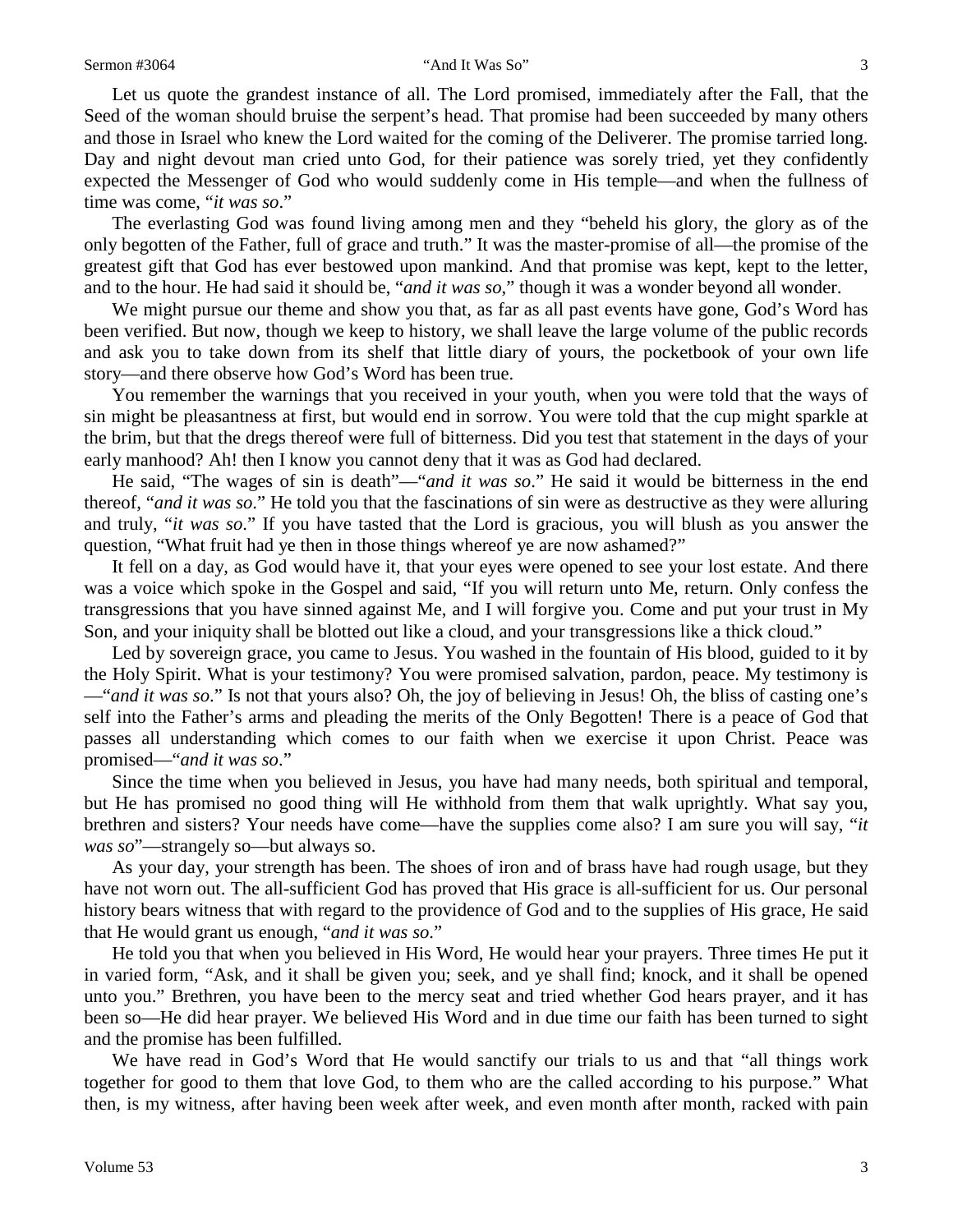Let us quote the grandest instance of all. The Lord promised, immediately after the Fall, that the Seed of the woman should bruise the serpent's head. That promise had been succeeded by many others and those in Israel who knew the Lord waited for the coming of the Deliverer. The promise tarried long. Day and night devout man cried unto God, for their patience was sorely tried, yet they confidently expected the Messenger of God who would suddenly come in His temple—and when the fullness of time was come, "*it was so*."

The everlasting God was found living among men and they "beheld his glory, the glory as of the only begotten of the Father, full of grace and truth." It was the master-promise of all—the promise of the greatest gift that God has ever bestowed upon mankind. And that promise was kept, kept to the letter, and to the hour. He had said it should be, "*and it was so*," though it was a wonder beyond all wonder.

We might pursue our theme and show you that, as far as all past events have gone, God's Word has been verified. But now, though we keep to history, we shall leave the large volume of the public records and ask you to take down from its shelf that little diary of yours, the pocketbook of your own life story—and there observe how God's Word has been true.

You remember the warnings that you received in your youth, when you were told that the ways of sin might be pleasantness at first, but would end in sorrow. You were told that the cup might sparkle at the brim, but that the dregs thereof were full of bitterness. Did you test that statement in the days of your early manhood? Ah! then I know you cannot deny that it was as God had declared.

He said, "The wages of sin is death"—"*and it was so*." He said it would be bitterness in the end thereof, "*and it was so*." He told you that the fascinations of sin were as destructive as they were alluring and truly, "*it was so*." If you have tasted that the Lord is gracious, you will blush as you answer the question, "What fruit had ye then in those things whereof ye are now ashamed?"

It fell on a day, as God would have it, that your eyes were opened to see your lost estate. And there was a voice which spoke in the Gospel and said, "If you will return unto Me, return. Only confess the transgressions that you have sinned against Me, and I will forgive you. Come and put your trust in My Son, and your iniquity shall be blotted out like a cloud, and your transgressions like a thick cloud."

Led by sovereign grace, you came to Jesus. You washed in the fountain of His blood, guided to it by the Holy Spirit. What is your testimony? You were promised salvation, pardon, peace. My testimony is —"*and it was so*." Is not that yours also? Oh, the joy of believing in Jesus! Oh, the bliss of casting one's self into the Father's arms and pleading the merits of the Only Begotten! There is a peace of God that passes all understanding which comes to our faith when we exercise it upon Christ. Peace was promised—"*and it was so*."

Since the time when you believed in Jesus, you have had many needs, both spiritual and temporal, but He has promised no good thing will He withhold from them that walk uprightly. What say you, brethren and sisters? Your needs have come—have the supplies come also? I am sure you will say, "*it was so*"—strangely so—but always so.

As your day, your strength has been. The shoes of iron and of brass have had rough usage, but they have not worn out. The all-sufficient God has proved that His grace is all-sufficient for us. Our personal history bears witness that with regard to the providence of God and to the supplies of His grace, He said that He would grant us enough, "*and it was so*."

He told you that when you believed in His Word, He would hear your prayers. Three times He put it in varied form, "Ask, and it shall be given you; seek, and ye shall find; knock, and it shall be opened unto you." Brethren, you have been to the mercy seat and tried whether God hears prayer, and it has been so—He did hear prayer. We believed His Word and in due time our faith has been turned to sight and the promise has been fulfilled.

We have read in God's Word that He would sanctify our trials to us and that "all things work together for good to them that love God, to them who are the called according to his purpose." What then, is my witness, after having been week after week, and even month after month, racked with pain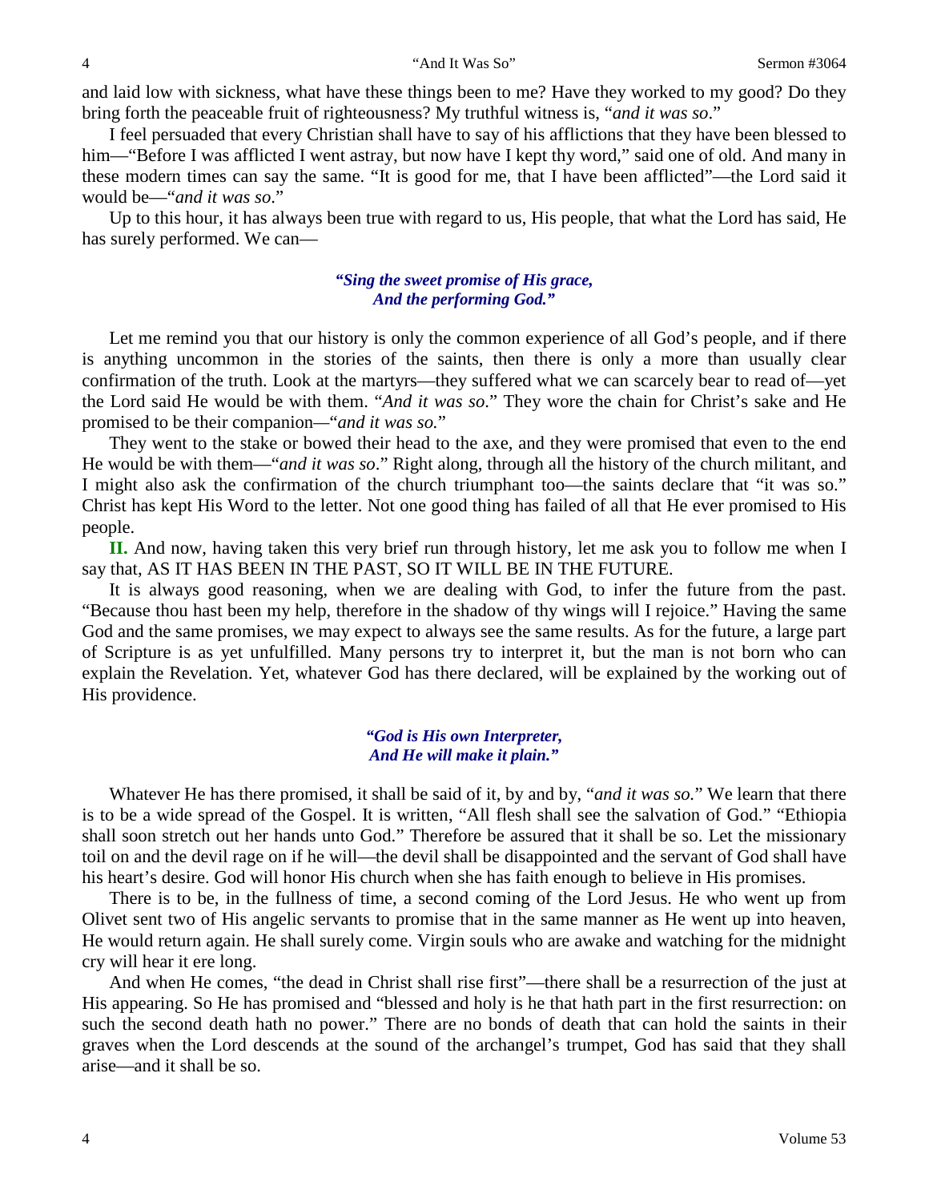and laid low with sickness, what have these things been to me? Have they worked to my good? Do they bring forth the peaceable fruit of righteousness? My truthful witness is, "*and it was so*."

I feel persuaded that every Christian shall have to say of his afflictions that they have been blessed to him—"Before I was afflicted I went astray, but now have I kept thy word," said one of old. And many in these modern times can say the same. "It is good for me, that I have been afflicted"—the Lord said it would be—"*and it was so*."

Up to this hour, it has always been true with regard to us, His people, that what the Lord has said, He has surely performed. We can—

> ***"Sing the sweet promise of His grace,***
> ***And the performing God."***

Let me remind you that our history is only the common experience of all God's people, and if there is anything uncommon in the stories of the saints, then there is only a more than usually clear confirmation of the truth. Look at the martyrs—they suffered what we can scarcely bear to read of—yet the Lord said He would be with them. "*And it was so*." They wore the chain for Christ's sake and He promised to be their companion—"*and it was so.*"

They went to the stake or bowed their head to the axe, and they were promised that even to the end He would be with them—"*and it was so*." Right along, through all the history of the church militant, and I might also ask the confirmation of the church triumphant too—the saints declare that "it was so." Christ has kept His Word to the letter. Not one good thing has failed of all that He ever promised to His people.

**II.** And now, having taken this very brief run through history, let me ask you to follow me when I say that, AS IT HAS BEEN IN THE PAST, SO IT WILL BE IN THE FUTURE.

It is always good reasoning, when we are dealing with God, to infer the future from the past. "Because thou hast been my help, therefore in the shadow of thy wings will I rejoice." Having the same God and the same promises, we may expect to always see the same results. As for the future, a large part of Scripture is as yet unfulfilled. Many persons try to interpret it, but the man is not born who can explain the Revelation. Yet, whatever God has there declared, will be explained by the working out of His providence.

> ***"God is His own Interpreter,***
> ***And He will make it plain."***

Whatever He has there promised, it shall be said of it, by and by, "*and it was so.*" We learn that there is to be a wide spread of the Gospel. It is written, "All flesh shall see the salvation of God." "Ethiopia shall soon stretch out her hands unto God." Therefore be assured that it shall be so. Let the missionary toil on and the devil rage on if he will—the devil shall be disappointed and the servant of God shall have his heart's desire. God will honor His church when she has faith enough to believe in His promises.

There is to be, in the fullness of time, a second coming of the Lord Jesus. He who went up from Olivet sent two of His angelic servants to promise that in the same manner as He went up into heaven, He would return again. He shall surely come. Virgin souls who are awake and watching for the midnight cry will hear it ere long.

And when He comes, "the dead in Christ shall rise first"—there shall be a resurrection of the just at His appearing. So He has promised and "blessed and holy is he that hath part in the first resurrection: on such the second death hath no power." There are no bonds of death that can hold the saints in their graves when the Lord descends at the sound of the archangel's trumpet, God has said that they shall arise—and it shall be so.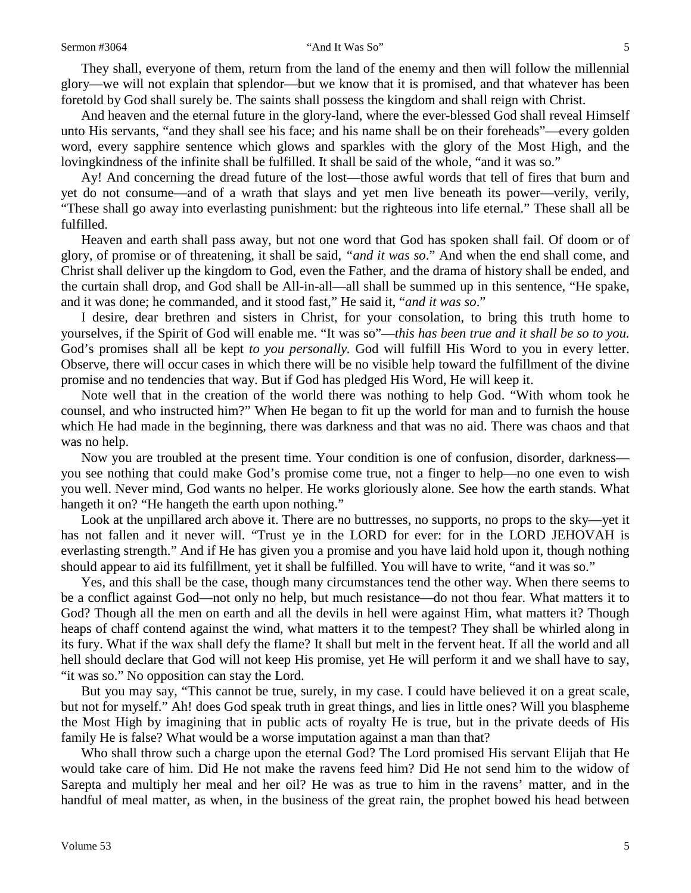They shall, everyone of them, return from the land of the enemy and then will follow the millennial glory—we will not explain that splendor—but we know that it is promised, and that whatever has been foretold by God shall surely be. The saints shall possess the kingdom and shall reign with Christ.

And heaven and the eternal future in the glory-land, where the ever-blessed God shall reveal Himself unto His servants, "and they shall see his face; and his name shall be on their foreheads"—every golden word, every sapphire sentence which glows and sparkles with the glory of the Most High, and the lovingkindness of the infinite shall be fulfilled. It shall be said of the whole, "and it was so."

Ay! And concerning the dread future of the lost—those awful words that tell of fires that burn and yet do not consume—and of a wrath that slays and yet men live beneath its power—verily, verily, "These shall go away into everlasting punishment: but the righteous into life eternal." These shall all be fulfilled.

Heaven and earth shall pass away, but not one word that God has spoken shall fail. Of doom or of glory, of promise or of threatening, it shall be said, *"and it was so*." And when the end shall come, and Christ shall deliver up the kingdom to God, even the Father, and the drama of history shall be ended, and the curtain shall drop, and God shall be All-in-all—all shall be summed up in this sentence, "He spake, and it was done; he commanded, and it stood fast," He said it, "*and it was so*."

I desire, dear brethren and sisters in Christ, for your consolation, to bring this truth home to yourselves, if the Spirit of God will enable me. "It was so"—*this has been true and it shall be so to you.* God's promises shall all be kept *to you personally.* God will fulfill His Word to you in every letter. Observe, there will occur cases in which there will be no visible help toward the fulfillment of the divine promise and no tendencies that way. But if God has pledged His Word, He will keep it.

Note well that in the creation of the world there was nothing to help God. "With whom took he counsel, and who instructed him?" When He began to fit up the world for man and to furnish the house which He had made in the beginning, there was darkness and that was no aid. There was chaos and that was no help.

Now you are troubled at the present time. Your condition is one of confusion, disorder, darkness—you see nothing that could make God's promise come true, not a finger to help—no one even to wish you well. Never mind, God wants no helper. He works gloriously alone. See how the earth stands. What hangeth it on? "He hangeth the earth upon nothing."

Look at the unpillared arch above it. There are no buttresses, no supports, no props to the sky—yet it has not fallen and it never will. "Trust ye in the LORD for ever: for in the LORD JEHOVAH is everlasting strength." And if He has given you a promise and you have laid hold upon it, though nothing should appear to aid its fulfillment, yet it shall be fulfilled. You will have to write, "and it was so."

Yes, and this shall be the case, though many circumstances tend the other way. When there seems to be a conflict against God—not only no help, but much resistance—do not thou fear. What matters it to God? Though all the men on earth and all the devils in hell were against Him, what matters it? Though heaps of chaff contend against the wind, what matters it to the tempest? They shall be whirled along in its fury. What if the wax shall defy the flame? It shall but melt in the fervent heat. If all the world and all hell should declare that God will not keep His promise, yet He will perform it and we shall have to say, "it was so." No opposition can stay the Lord.

But you may say, "This cannot be true, surely, in my case. I could have believed it on a great scale, but not for myself." Ah! does God speak truth in great things, and lies in little ones? Will you blaspheme the Most High by imagining that in public acts of royalty He is true, but in the private deeds of His family He is false? What would be a worse imputation against a man than that?

Who shall throw such a charge upon the eternal God? The Lord promised His servant Elijah that He would take care of him. Did He not make the ravens feed him? Did He not send him to the widow of Sarepta and multiply her meal and her oil? He was as true to him in the ravens' matter, and in the handful of meal matter, as when, in the business of the great rain, the prophet bowed his head between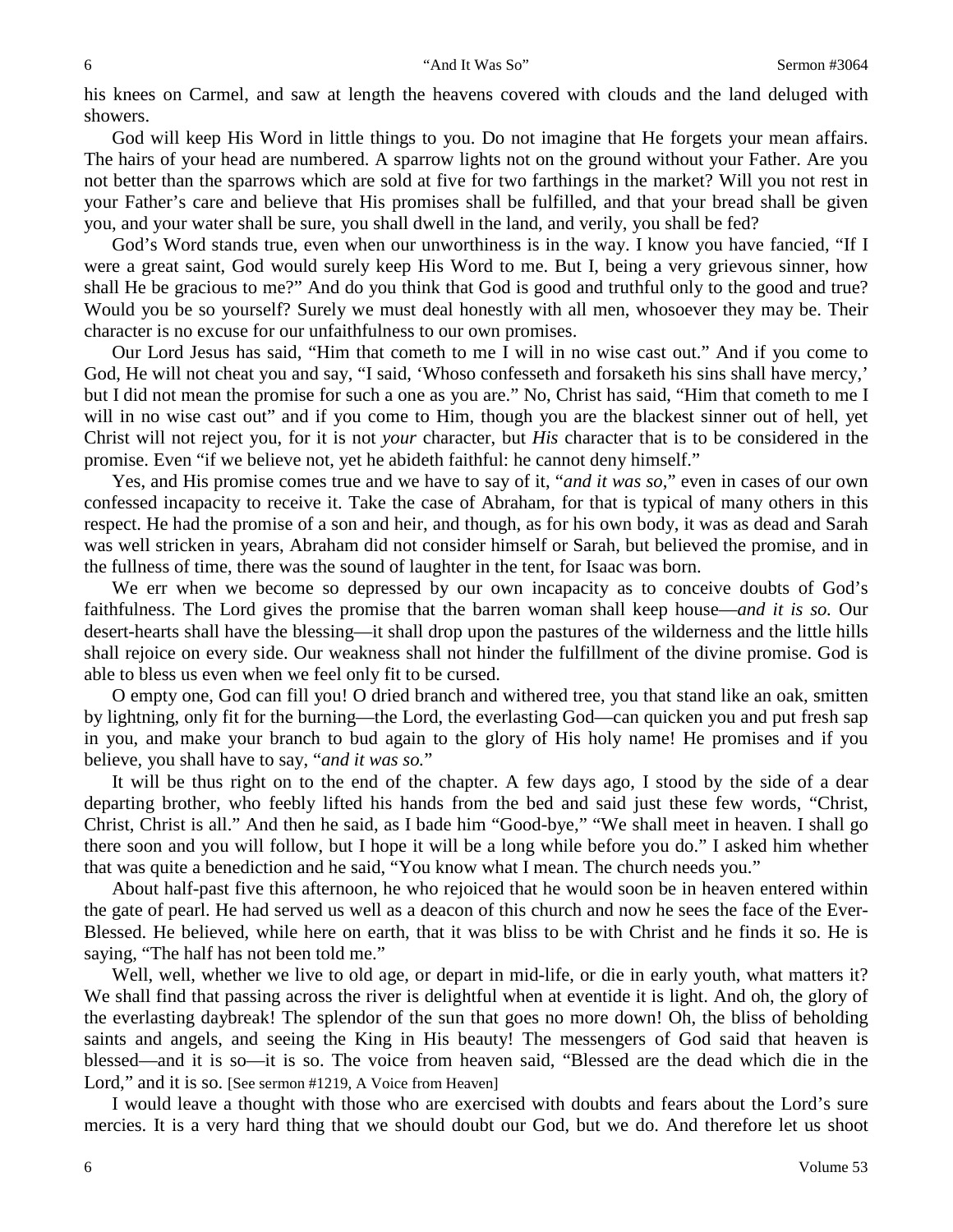his knees on Carmel, and saw at length the heavens covered with clouds and the land deluged with showers.

God will keep His Word in little things to you. Do not imagine that He forgets your mean affairs. The hairs of your head are numbered. A sparrow lights not on the ground without your Father. Are you not better than the sparrows which are sold at five for two farthings in the market? Will you not rest in your Father's care and believe that His promises shall be fulfilled, and that your bread shall be given you, and your water shall be sure, you shall dwell in the land, and verily, you shall be fed?

God's Word stands true, even when our unworthiness is in the way. I know you have fancied, "If I were a great saint, God would surely keep His Word to me. But I, being a very grievous sinner, how shall He be gracious to me?" And do you think that God is good and truthful only to the good and true? Would you be so yourself? Surely we must deal honestly with all men, whosoever they may be. Their character is no excuse for our unfaithfulness to our own promises.

Our Lord Jesus has said, "Him that cometh to me I will in no wise cast out." And if you come to God, He will not cheat you and say, "I said, 'Whoso confesseth and forsaketh his sins shall have mercy,' but I did not mean the promise for such a one as you are." No, Christ has said, "Him that cometh to me I will in no wise cast out" and if you come to Him, though you are the blackest sinner out of hell, yet Christ will not reject you, for it is not *your* character, but *His* character that is to be considered in the promise. Even "if we believe not, yet he abideth faithful: he cannot deny himself."

Yes, and His promise comes true and we have to say of it, "*and it was so*," even in cases of our own confessed incapacity to receive it. Take the case of Abraham, for that is typical of many others in this respect. He had the promise of a son and heir, and though, as for his own body, it was as dead and Sarah was well stricken in years, Abraham did not consider himself or Sarah, but believed the promise, and in the fullness of time, there was the sound of laughter in the tent, for Isaac was born.

We err when we become so depressed by our own incapacity as to conceive doubts of God's faithfulness. The Lord gives the promise that the barren woman shall keep house—*and it is so.* Our desert-hearts shall have the blessing—it shall drop upon the pastures of the wilderness and the little hills shall rejoice on every side. Our weakness shall not hinder the fulfillment of the divine promise. God is able to bless us even when we feel only fit to be cursed.

O empty one, God can fill you! O dried branch and withered tree, you that stand like an oak, smitten by lightning, only fit for the burning—the Lord, the everlasting God—can quicken you and put fresh sap in you, and make your branch to bud again to the glory of His holy name! He promises and if you believe, you shall have to say, "*and it was so.*"

It will be thus right on to the end of the chapter. A few days ago, I stood by the side of a dear departing brother, who feebly lifted his hands from the bed and said just these few words, "Christ, Christ, Christ is all." And then he said, as I bade him "Good-bye," "We shall meet in heaven. I shall go there soon and you will follow, but I hope it will be a long while before you do." I asked him whether that was quite a benediction and he said, "You know what I mean. The church needs you."

About half-past five this afternoon, he who rejoiced that he would soon be in heaven entered within the gate of pearl. He had served us well as a deacon of this church and now he sees the face of the Ever-Blessed. He believed, while here on earth, that it was bliss to be with Christ and he finds it so. He is saying, "The half has not been told me."

Well, well, whether we live to old age, or depart in mid-life, or die in early youth, what matters it? We shall find that passing across the river is delightful when at eventide it is light. And oh, the glory of the everlasting daybreak! The splendor of the sun that goes no more down! Oh, the bliss of beholding saints and angels, and seeing the King in His beauty! The messengers of God said that heaven is blessed—and it is so—it is so. The voice from heaven said, "Blessed are the dead which die in the Lord," and it is so. [See sermon #1219, A Voice from Heaven]

I would leave a thought with those who are exercised with doubts and fears about the Lord's sure mercies. It is a very hard thing that we should doubt our God, but we do. And therefore let us shoot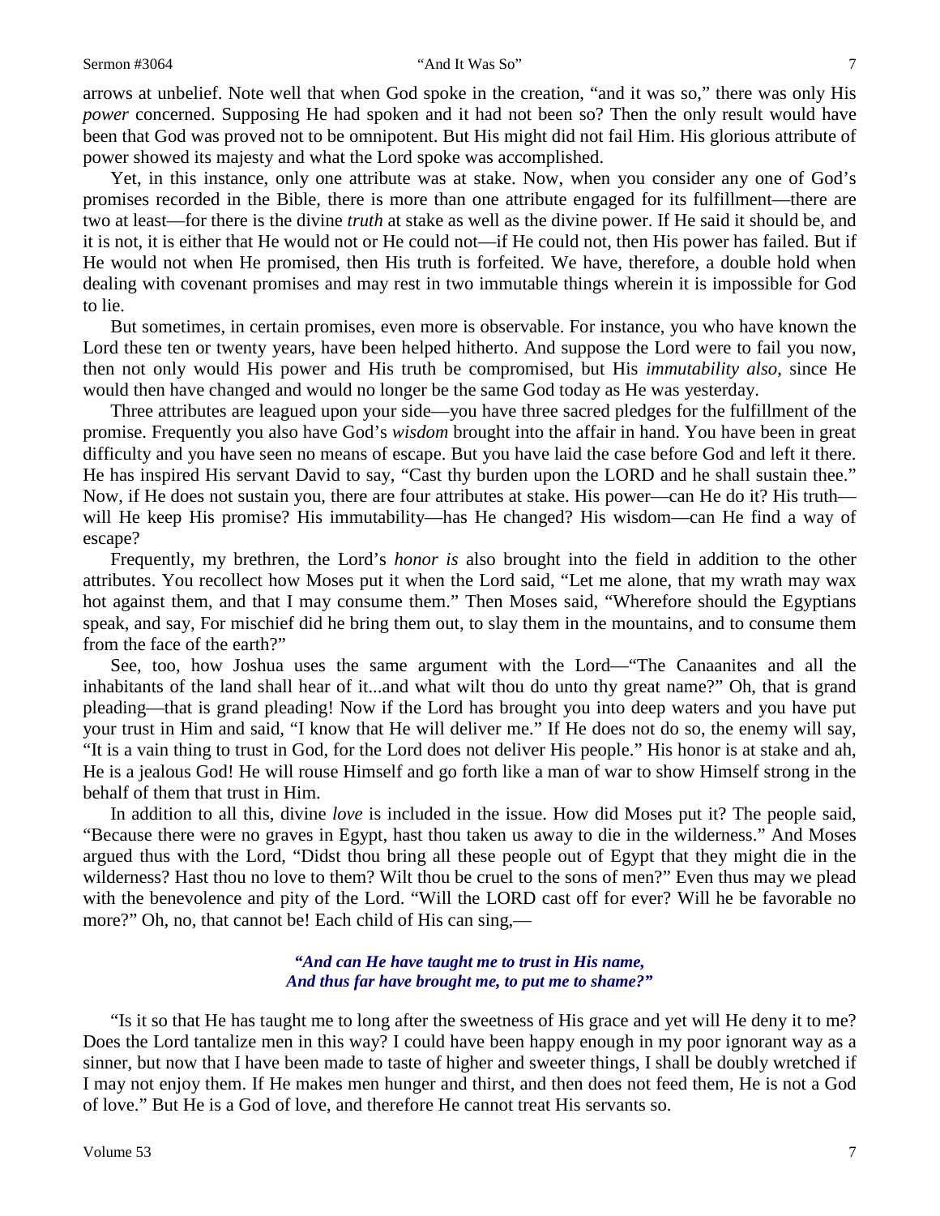arrows at unbelief. Note well that when God spoke in the creation, "and it was so," there was only His *power* concerned. Supposing He had spoken and it had not been so? Then the only result would have been that God was proved not to be omnipotent. But His might did not fail Him. His glorious attribute of power showed its majesty and what the Lord spoke was accomplished.

Yet, in this instance, only one attribute was at stake. Now, when you consider any one of God's promises recorded in the Bible, there is more than one attribute engaged for its fulfillment—there are two at least—for there is the divine *truth* at stake as well as the divine power. If He said it should be, and it is not, it is either that He would not or He could not—if He could not, then His power has failed. But if He would not when He promised, then His truth is forfeited. We have, therefore, a double hold when dealing with covenant promises and may rest in two immutable things wherein it is impossible for God to lie.

But sometimes, in certain promises, even more is observable. For instance, you who have known the Lord these ten or twenty years, have been helped hitherto. And suppose the Lord were to fail you now, then not only would His power and His truth be compromised, but His *immutability also*, since He would then have changed and would no longer be the same God today as He was yesterday.

Three attributes are leagued upon your side—you have three sacred pledges for the fulfillment of the promise. Frequently you also have God's *wisdom* brought into the affair in hand. You have been in great difficulty and you have seen no means of escape. But you have laid the case before God and left it there. He has inspired His servant David to say, "Cast thy burden upon the LORD and he shall sustain thee." Now, if He does not sustain you, there are four attributes at stake. His power—can He do it? His truth—will He keep His promise? His immutability—has He changed? His wisdom—can He find a way of escape?

Frequently, my brethren, the Lord's *honor is* also brought into the field in addition to the other attributes. You recollect how Moses put it when the Lord said, "Let me alone, that my wrath may wax hot against them, and that I may consume them." Then Moses said, "Wherefore should the Egyptians speak, and say, For mischief did he bring them out, to slay them in the mountains, and to consume them from the face of the earth?"

See, too, how Joshua uses the same argument with the Lord—"The Canaanites and all the inhabitants of the land shall hear of it...and what wilt thou do unto thy great name?" Oh, that is grand pleading—that is grand pleading! Now if the Lord has brought you into deep waters and you have put your trust in Him and said, "I know that He will deliver me." If He does not do so, the enemy will say, "It is a vain thing to trust in God, for the Lord does not deliver His people." His honor is at stake and ah, He is a jealous God! He will rouse Himself and go forth like a man of war to show Himself strong in the behalf of them that trust in Him.

In addition to all this, divine *love* is included in the issue. How did Moses put it? The people said, "Because there were no graves in Egypt, hast thou taken us away to die in the wilderness." And Moses argued thus with the Lord, "Didst thou bring all these people out of Egypt that they might die in the wilderness? Hast thou no love to them? Wilt thou be cruel to the sons of men?" Even thus may we plead with the benevolence and pity of the Lord. "Will the LORD cast off for ever? Will he be favorable no more?" Oh, no, that cannot be! Each child of His can sing,—

> ***"And can He have taught me to trust in His name,***
> ***And thus far have brought me, to put me to shame?"***

"Is it so that He has taught me to long after the sweetness of His grace and yet will He deny it to me? Does the Lord tantalize men in this way? I could have been happy enough in my poor ignorant way as a sinner, but now that I have been made to taste of higher and sweeter things, I shall be doubly wretched if I may not enjoy them. If He makes men hunger and thirst, and then does not feed them, He is not a God of love." But He is a God of love, and therefore He cannot treat His servants so.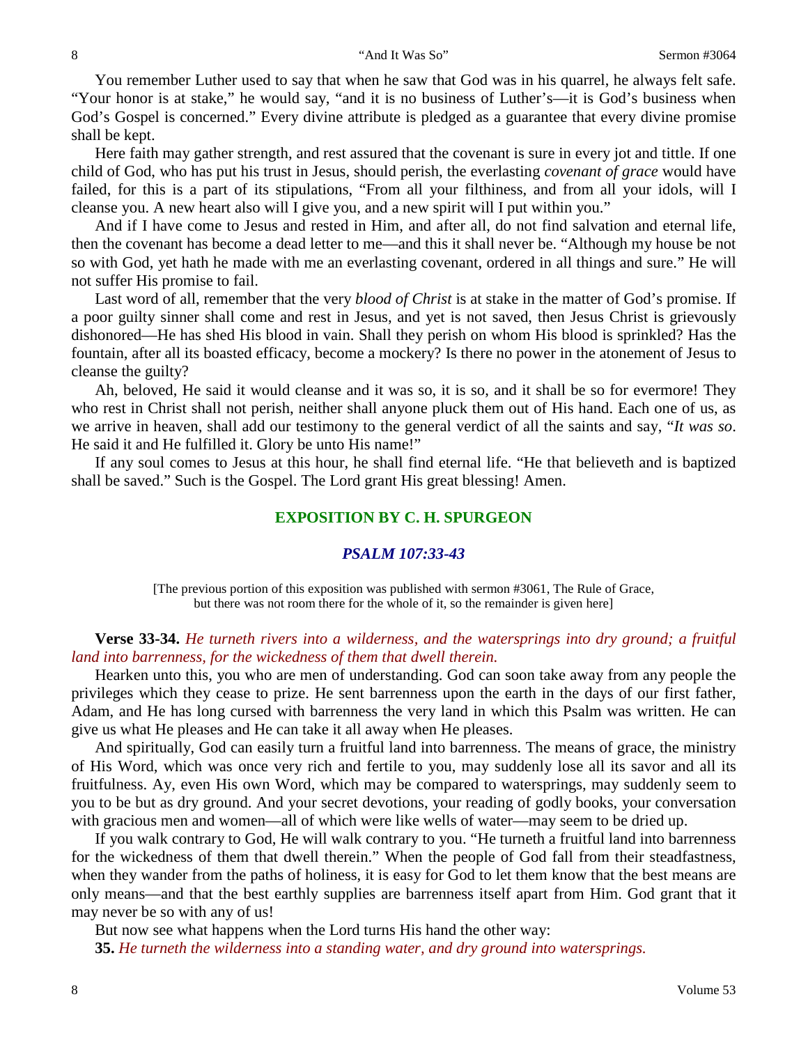You remember Luther used to say that when he saw that God was in his quarrel, he always felt safe. "Your honor is at stake," he would say, "and it is no business of Luther's—it is God's business when God's Gospel is concerned." Every divine attribute is pledged as a guarantee that every divine promise shall be kept.

Here faith may gather strength, and rest assured that the covenant is sure in every jot and tittle. If one child of God, who has put his trust in Jesus, should perish, the everlasting *covenant of grace* would have failed, for this is a part of its stipulations, "From all your filthiness, and from all your idols, will I cleanse you. A new heart also will I give you, and a new spirit will I put within you."

And if I have come to Jesus and rested in Him, and after all, do not find salvation and eternal life, then the covenant has become a dead letter to me—and this it shall never be. "Although my house be not so with God, yet hath he made with me an everlasting covenant, ordered in all things and sure." He will not suffer His promise to fail.

Last word of all, remember that the very *blood of Christ* is at stake in the matter of God's promise. If a poor guilty sinner shall come and rest in Jesus, and yet is not saved, then Jesus Christ is grievously dishonored—He has shed His blood in vain. Shall they perish on whom His blood is sprinkled? Has the fountain, after all its boasted efficacy, become a mockery? Is there no power in the atonement of Jesus to cleanse the guilty?

Ah, beloved, He said it would cleanse and it was so, it is so, and it shall be so for evermore! They who rest in Christ shall not perish, neither shall anyone pluck them out of His hand. Each one of us, as we arrive in heaven, shall add our testimony to the general verdict of all the saints and say, "*It was so*. He said it and He fulfilled it. Glory be unto His name!"

If any soul comes to Jesus at this hour, he shall find eternal life. "He that believeth and is baptized shall be saved." Such is the Gospel. The Lord grant His great blessing! Amen.

## EXPOSITION BY C. H. SPURGEON

### *PSALM 107:33-43*

[The previous portion of this exposition was published with sermon #3061, The Rule of Grace, but there was not room there for the whole of it, so the remainder is given here]

**Verse 33-34.** *He turneth rivers into a wilderness, and the watersprings into dry ground; a fruitful land into barrenness, for the wickedness of them that dwell therein.*

Hearken unto this, you who are men of understanding. God can soon take away from any people the privileges which they cease to prize. He sent barrenness upon the earth in the days of our first father, Adam, and He has long cursed with barrenness the very land in which this Psalm was written. He can give us what He pleases and He can take it all away when He pleases.

And spiritually, God can easily turn a fruitful land into barrenness. The means of grace, the ministry of His Word, which was once very rich and fertile to you, may suddenly lose all its savor and all its fruitfulness. Ay, even His own Word, which may be compared to watersprings, may suddenly seem to you to be but as dry ground. And your secret devotions, your reading of godly books, your conversation with gracious men and women—all of which were like wells of water—may seem to be dried up.

If you walk contrary to God, He will walk contrary to you. "He turneth a fruitful land into barrenness for the wickedness of them that dwell therein." When the people of God fall from their steadfastness, when they wander from the paths of holiness, it is easy for God to let them know that the best means are only means—and that the best earthly supplies are barrenness itself apart from Him. God grant that it may never be so with any of us!

But now see what happens when the Lord turns His hand the other way:

**35.** *He turneth the wilderness into a standing water, and dry ground into watersprings.*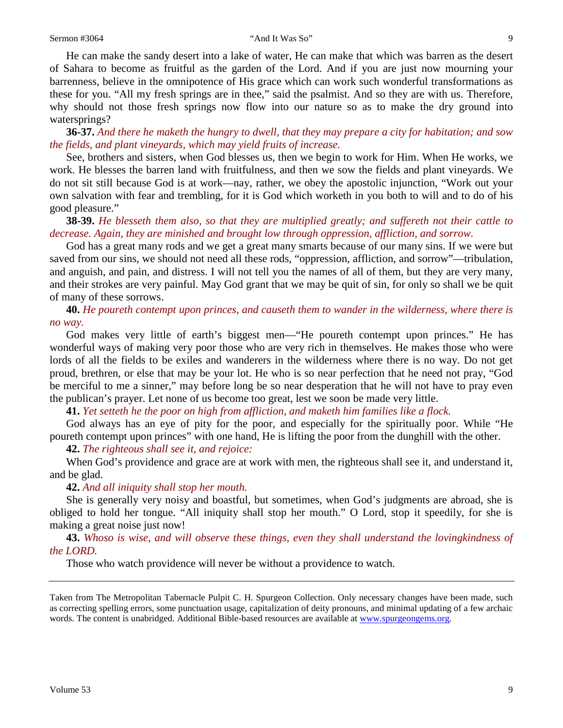He can make the sandy desert into a lake of water, He can make that which was barren as the desert of Sahara to become as fruitful as the garden of the Lord. And if you are just now mourning your barrenness, believe in the omnipotence of His grace which can work such wonderful transformations as these for you. "All my fresh springs are in thee," said the psalmist. And so they are with us. Therefore, why should not those fresh springs now flow into our nature so as to make the dry ground into watersprings?

**36-37.** *And there he maketh the hungry to dwell, that they may prepare a city for habitation; and sow the fields, and plant vineyards, which may yield fruits of increase.*

See, brothers and sisters, when God blesses us, then we begin to work for Him. When He works, we work. He blesses the barren land with fruitfulness, and then we sow the fields and plant vineyards. We do not sit still because God is at work—nay, rather, we obey the apostolic injunction, "Work out your own salvation with fear and trembling, for it is God which worketh in you both to will and to do of his good pleasure."

**38-39.** *He blesseth them also, so that they are multiplied greatly; and suffereth not their cattle to decrease. Again, they are minished and brought low through oppression, affliction, and sorrow.*

God has a great many rods and we get a great many smarts because of our many sins. If we were but saved from our sins, we should not need all these rods, "oppression, affliction, and sorrow"—tribulation, and anguish, and pain, and distress. I will not tell you the names of all of them, but they are very many, and their strokes are very painful. May God grant that we may be quit of sin, for only so shall we be quit of many of these sorrows.

**40.** *He poureth contempt upon princes, and causeth them to wander in the wilderness, where there is no way.*

God makes very little of earth's biggest men—"He poureth contempt upon princes." He has wonderful ways of making very poor those who are very rich in themselves. He makes those who were lords of all the fields to be exiles and wanderers in the wilderness where there is no way. Do not get proud, brethren, or else that may be your lot. He who is so near perfection that he need not pray, "God be merciful to me a sinner," may before long be so near desperation that he will not have to pray even the publican's prayer. Let none of us become too great, lest we soon be made very little.

**41.** *Yet setteth he the poor on high from affliction, and maketh him families like a flock.*

God always has an eye of pity for the poor, and especially for the spiritually poor. While "He poureth contempt upon princes" with one hand, He is lifting the poor from the dunghill with the other.

**42.** *The righteous shall see it, and rejoice:*

When God's providence and grace are at work with men, the righteous shall see it, and understand it, and be glad.

**42.** *And all iniquity shall stop her mouth.*

She is generally very noisy and boastful, but sometimes, when God's judgments are abroad, she is obliged to hold her tongue. "All iniquity shall stop her mouth." O Lord, stop it speedily, for she is making a great noise just now!

**43.** *Whoso is wise, and will observe these things, even they shall understand the lovingkindness of the LORD.*

Those who watch providence will never be without a providence to watch.

---

Taken from The Metropolitan Tabernacle Pulpit C. H. Spurgeon Collection. Only necessary changes have been made, such as correcting spelling errors, some punctuation usage, capitalization of deity pronouns, and minimal updating of a few archaic words. The content is unabridged. Additional Bible-based resources are available at www.spurgeongems.org.